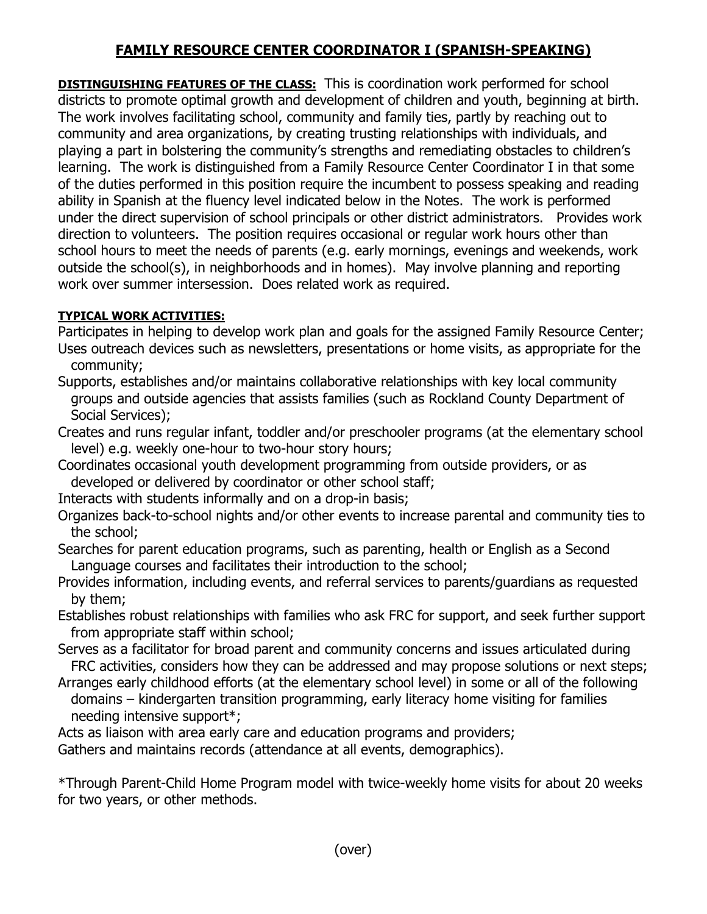# FAMILY RESOURCE CENTER COORDINATOR I (SPANISH-SPEAKING)

**DISTINGUISHING FEATURES OF THE CLASS:** This is coordination work performed for school districts to promote optimal growth and development of children and youth, beginning at birth. The work involves facilitating school, community and family ties, partly by reaching out to community and area organizations, by creating trusting relationships with individuals, and playing a part in bolstering the community's strengths and remediating obstacles to children's learning. The work is distinguished from a Family Resource Center Coordinator I in that some of the duties performed in this position require the incumbent to possess speaking and reading ability in Spanish at the fluency level indicated below in the Notes. The work is performed under the direct supervision of school principals or other district administrators. Provides work direction to volunteers. The position requires occasional or regular work hours other than school hours to meet the needs of parents (e.g. early mornings, evenings and weekends, work outside the school(s), in neighborhoods and in homes). May involve planning and reporting work over summer intersession. Does related work as required.

**TYPICAL WORK ACTIVITIES:**

Participates in helping to develop work plan and goals for the assigned Family Resource Center;

Uses outreach devices such as newsletters, presentations or home visits, as appropriate for the community;

Supports, establishes and/or maintains collaborative relationships with key local community groups and outside agencies that assists families (such as Rockland County Department of Social Services);

Creates and runs regular infant, toddler and/or preschooler programs (at the elementary school level) e.g. weekly one-hour to two-hour story hours;

Coordinates occasional youth development programming from outside providers, or as developed or delivered by coordinator or other school staff;

Interacts with students informally and on a drop-in basis;

Organizes back-to-school nights and/or other events to increase parental and community ties to the school;

Searches for parent education programs, such as parenting, health or English as a Second Language courses and facilitates their introduction to the school;

Provides information, including events, and referral services to parents/guardians as requested by them;

Establishes robust relationships with families who ask FRC for support, and seek further support from appropriate staff within school;

Serves as a facilitator for broad parent and community concerns and issues articulated during FRC activities, considers how they can be addressed and may propose solutions or next steps;

Arranges early childhood efforts (at the elementary school level) in some or all of the following domains – kindergarten transition programming, early literacy home visiting for families needing intensive support*;

Acts as liaison with area early care and education programs and providers;

Gathers and maintains records (attendance at all events, demographics).

*Through Parent-Child Home Program model with twice-weekly home visits for about 20 weeks for two years, or other methods.

(over)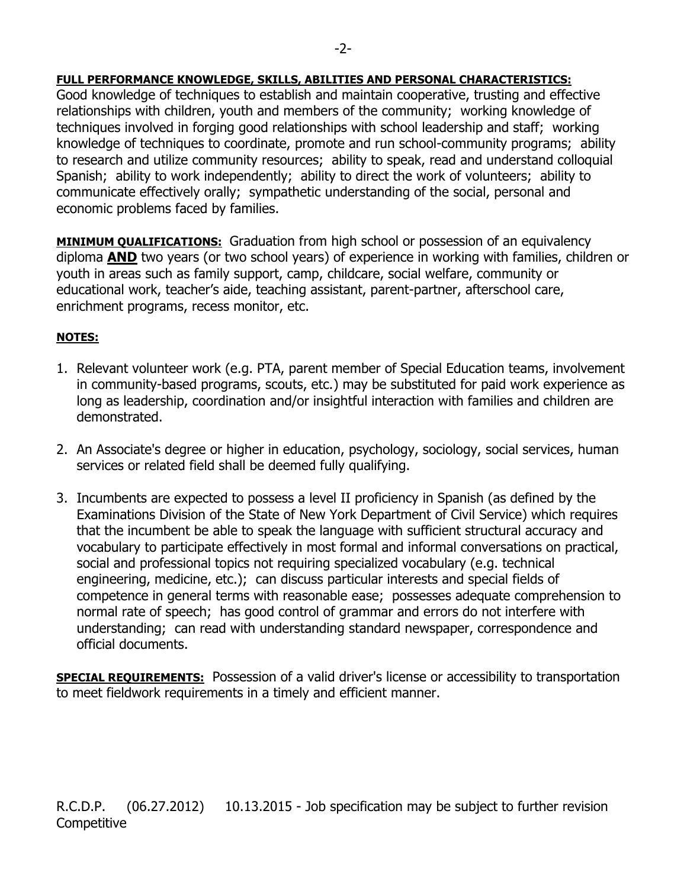**FULL PERFORMANCE KNOWLEDGE, SKILLS, ABILITIES AND PERSONAL CHARACTERISTICS:** Good knowledge of techniques to establish and maintain cooperative, trusting and effective relationships with children, youth and members of the community; working knowledge of techniques involved in forging good relationships with school leadership and staff; working knowledge of techniques to coordinate, promote and run school-community programs; ability to research and utilize community resources; ability to speak, read and understand colloquial Spanish; ability to work independently; ability to direct the work of volunteers; ability to communicate effectively orally; sympathetic understanding of the social, personal and economic problems faced by families.

**MINIMUM QUALIFICATIONS:** Graduation from high school or possession of an equivalency diploma **AND** two years (or two school years) of experience in working with families, children or youth in areas such as family support, camp, childcare, social welfare, community or educational work, teacher's aide, teaching assistant, parent-partner, afterschool care, enrichment programs, recess monitor, etc.

**NOTES:**

1. Relevant volunteer work (e.g. PTA, parent member of Special Education teams, involvement in community-based programs, scouts, etc.) may be substituted for paid work experience as long as leadership, coordination and/or insightful interaction with families and children are demonstrated.

2. An Associate's degree or higher in education, psychology, sociology, social services, human services or related field shall be deemed fully qualifying.

3. Incumbents are expected to possess a level II proficiency in Spanish (as defined by the Examinations Division of the State of New York Department of Civil Service) which requires that the incumbent be able to speak the language with sufficient structural accuracy and vocabulary to participate effectively in most formal and informal conversations on practical, social and professional topics not requiring specialized vocabulary (e.g. technical engineering, medicine, etc.); can discuss particular interests and special fields of competence in general terms with reasonable ease; possesses adequate comprehension to normal rate of speech; has good control of grammar and errors do not interfere with understanding; can read with understanding standard newspaper, correspondence and official documents.

**SPECIAL REQUIREMENTS:** Possession of a valid driver's license or accessibility to transportation to meet fieldwork requirements in a timely and efficient manner.

R.C.D.P. (06.27.2012) 10.13.2015 - Job specification may be subject to further revision
Competitive